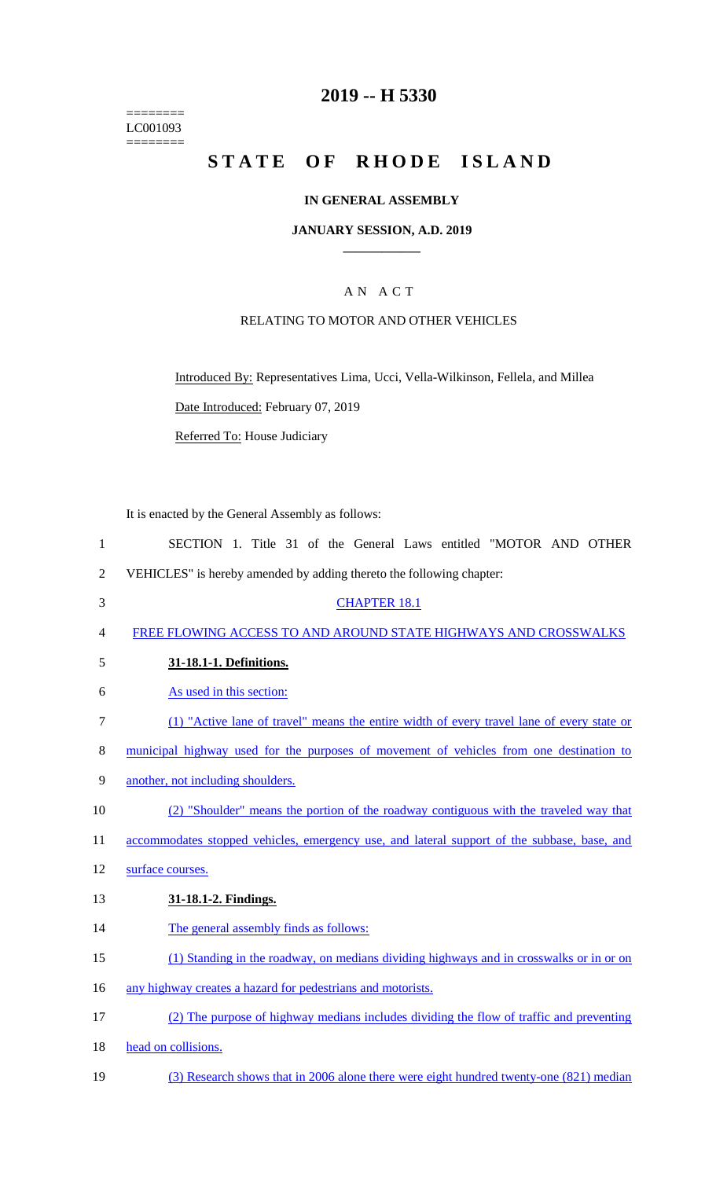========
LC001093
========

# 2019 -- H 5330

# STATE OF RHODE ISLAND

### IN GENERAL ASSEMBLY

### JANUARY SESSION, A.D. 2019

## A N A C T

### RELATING TO MOTOR AND OTHER VEHICLES

Introduced By: Representatives Lima, Ucci, Vella-Wilkinson, Fellela, and Millea

Date Introduced: February 07, 2019

Referred To: House Judiciary

It is enacted by the General Assembly as follows:

1 SECTION 1. Title 31 of the General Laws entitled "MOTOR AND OTHER
2 VEHICLES" is hereby amended by adding thereto the following chapter:

3 CHAPTER 18.1

4 FREE FLOWING ACCESS TO AND AROUND STATE HIGHWAYS AND CROSSWALKS

5 **31-18.1-1. Definitions.**

6 As used in this section:

7 (1) "Active lane of travel" means the entire width of every travel lane of every state or
8 municipal highway used for the purposes of movement of vehicles from one destination to
9 another, not including shoulders.

10 (2) "Shoulder" means the portion of the roadway contiguous with the traveled way that
11 accommodates stopped vehicles, emergency use, and lateral support of the subbase, base, and
12 surface courses.

13 **31-18.1-2. Findings.**

14 The general assembly finds as follows:

15 (1) Standing in the roadway, on medians dividing highways and in crosswalks or in or on
16 any highway creates a hazard for pedestrians and motorists.

17 (2) The purpose of highway medians includes dividing the flow of traffic and preventing
18 head on collisions.

19 (3) Research shows that in 2006 alone there were eight hundred twenty-one (821) median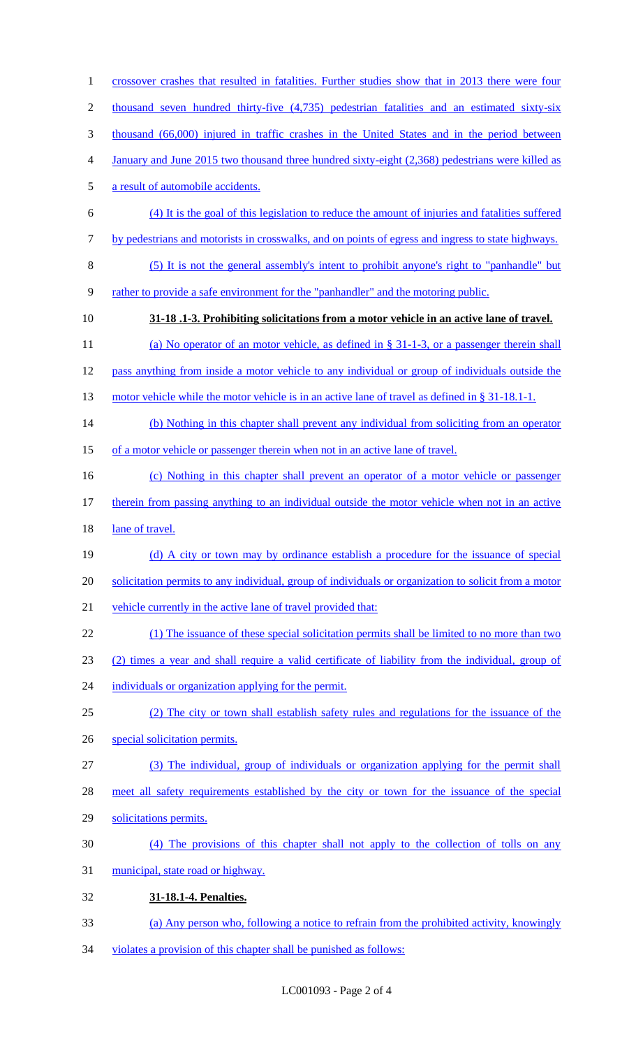crossover crashes that resulted in fatalities. Further studies show that in 2013 there were four thousand seven hundred thirty-five (4,735) pedestrian fatalities and an estimated sixty-six thousand (66,000) injured in traffic crashes in the United States and in the period between January and June 2015 two thousand three hundred sixty-eight (2,368) pedestrians were killed as a result of automobile accidents.

(4) It is the goal of this legislation to reduce the amount of injuries and fatalities suffered by pedestrians and motorists in crosswalks, and on points of egress and ingress to state highways.

(5) It is not the general assembly's intent to prohibit anyone's right to "panhandle" but rather to provide a safe environment for the "panhandler" and the motoring public.

**31-18 .1-3. Prohibiting solicitations from a motor vehicle in an active lane of travel.**

(a) No operator of an motor vehicle, as defined in § 31-1-3, or a passenger therein shall pass anything from inside a motor vehicle to any individual or group of individuals outside the motor vehicle while the motor vehicle is in an active lane of travel as defined in § 31-18.1-1.

(b) Nothing in this chapter shall prevent any individual from soliciting from an operator of a motor vehicle or passenger therein when not in an active lane of travel.

(c) Nothing in this chapter shall prevent an operator of a motor vehicle or passenger therein from passing anything to an individual outside the motor vehicle when not in an active lane of travel.

(d) A city or town may by ordinance establish a procedure for the issuance of special solicitation permits to any individual, group of individuals or organization to solicit from a motor vehicle currently in the active lane of travel provided that:

(1) The issuance of these special solicitation permits shall be limited to no more than two (2) times a year and shall require a valid certificate of liability from the individual, group of individuals or organization applying for the permit.

(2) The city or town shall establish safety rules and regulations for the issuance of the special solicitation permits.

(3) The individual, group of individuals or organization applying for the permit shall meet all safety requirements established by the city or town for the issuance of the special solicitations permits.

(4) The provisions of this chapter shall not apply to the collection of tolls on any municipal, state road or highway.

**31-18.1-4. Penalties.**

(a) Any person who, following a notice to refrain from the prohibited activity, knowingly violates a provision of this chapter shall be punished as follows: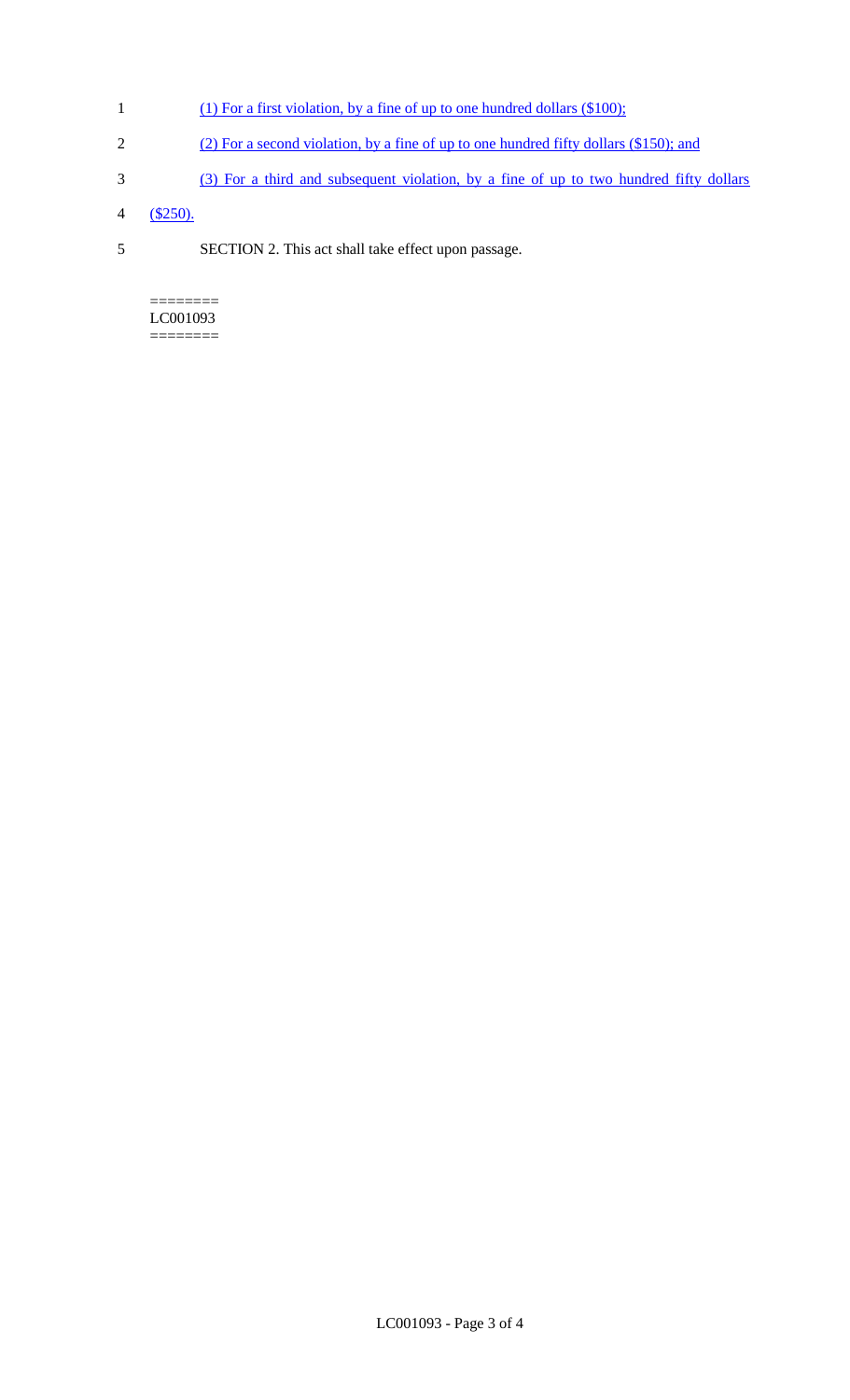(1) For a first violation, by a fine of up to one hundred dollars ($100);

(2) For a second violation, by a fine of up to one hundred fifty dollars ($150); and

(3) For a third and subsequent violation, by a fine of up to two hundred fifty dollars ($250).

SECTION 2. This act shall take effect upon passage.

========
LC001093
========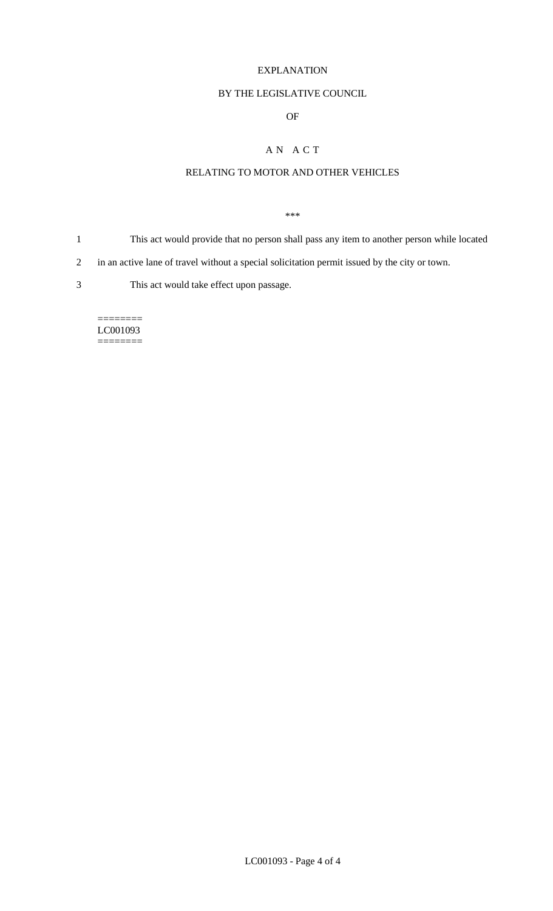EXPLANATION

BY THE LEGISLATIVE COUNCIL

OF

A N A C T

RELATING TO MOTOR AND OTHER VEHICLES

\*\*\*

This act would provide that no person shall pass any item to another person while located in an active lane of travel without a special solicitation permit issued by the city or town.

This act would take effect upon passage.

========
LC001093
========